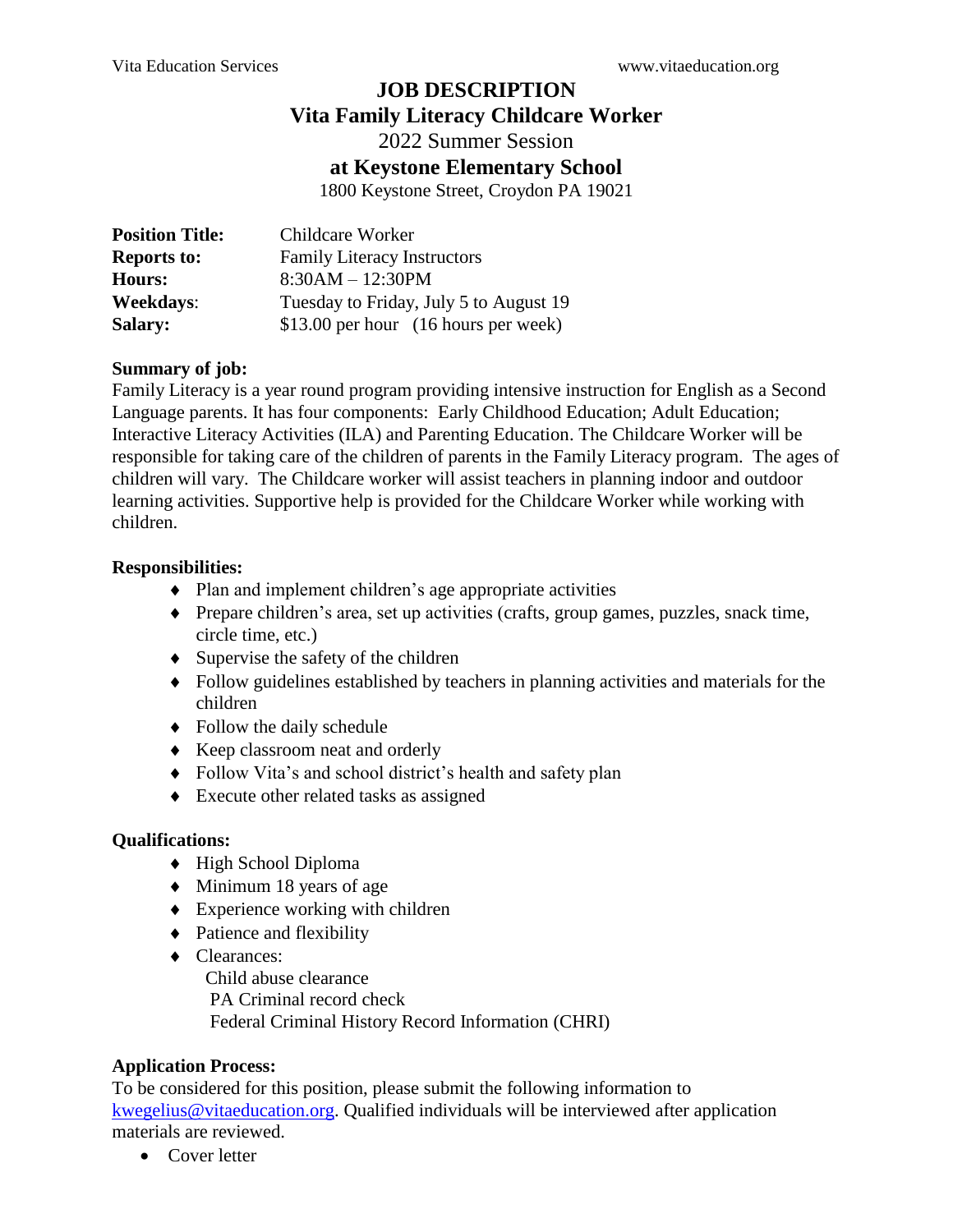# JOB DESCRIPTION

## Vita Family Literacy Childcare Worker

2022 Summer Session

## at Keystone Elementary School

1800 Keystone Street, Croydon PA 19021

| | |
|---|---|
| **Position Title:** | Childcare Worker |
| **Reports to:** | Family Literacy Instructors |
| **Hours:** | 8:30AM – 12:30PM |
| **Weekdays**: | Tuesday to Friday, July 5 to August 19 |
| **Salary:** | $13.00 per hour (16 hours per week) |

**Summary of job:**

Family Literacy is a year round program providing intensive instruction for English as a Second Language parents. It has four components: Early Childhood Education; Adult Education; Interactive Literacy Activities (ILA) and Parenting Education. The Childcare Worker will be responsible for taking care of the children of parents in the Family Literacy program. The ages of children will vary. The Childcare worker will assist teachers in planning indoor and outdoor learning activities. Supportive help is provided for the Childcare Worker while working with children.

**Responsibilities:**

- Plan and implement children's age appropriate activities
- Prepare children's area, set up activities (crafts, group games, puzzles, snack time, circle time, etc.)
- Supervise the safety of the children
- Follow guidelines established by teachers in planning activities and materials for the children
- Follow the daily schedule
- Keep classroom neat and orderly
- Follow Vita's and school district's health and safety plan
- Execute other related tasks as assigned

**Qualifications:**

- High School Diploma
- Minimum 18 years of age
- Experience working with children
- Patience and flexibility
- Clearances:
  Child abuse clearance
  PA Criminal record check
  Federal Criminal History Record Information (CHRI)

**Application Process:**

To be considered for this position, please submit the following information to kwegelius@vitaeducation.org. Qualified individuals will be interviewed after application materials are reviewed.

- Cover letter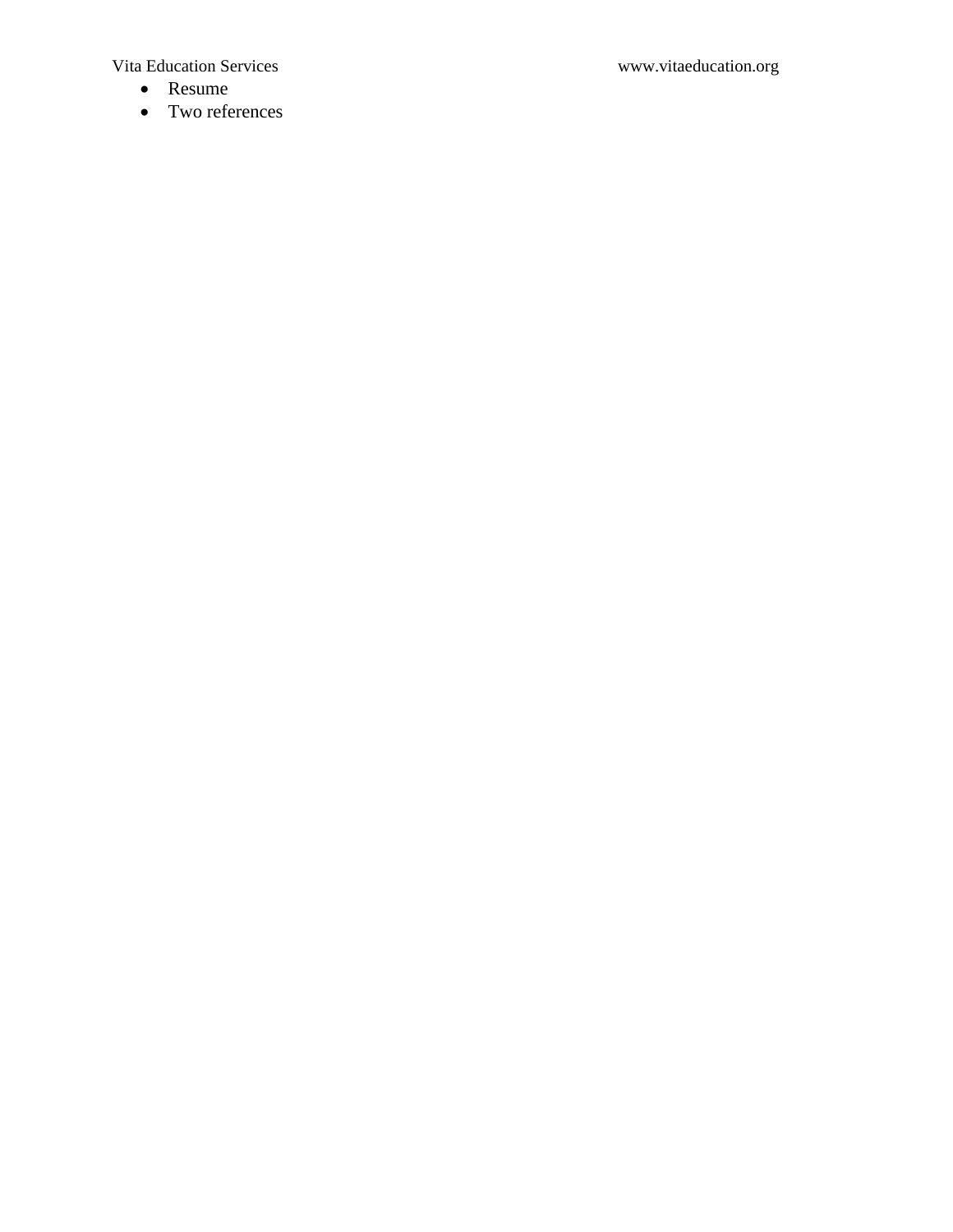- Resume
- Two references